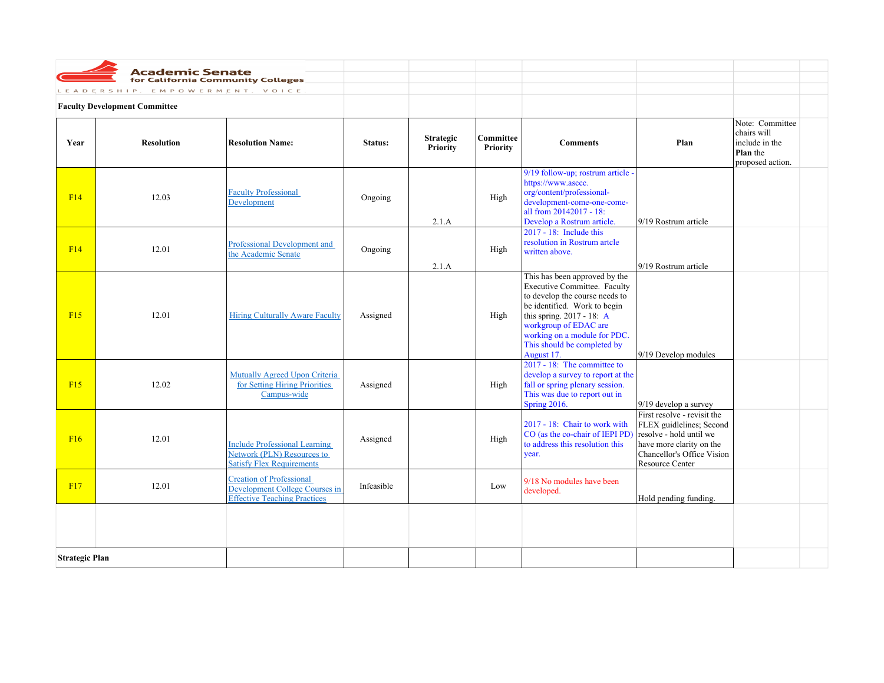Academic Senate for California Community Colleges

LEADERSHIP. EMPOWERMENT. VOICE.

**Faculty Development Committee**

| Year | Resolution | Resolution Name: | Status: | Strategic Priority | Committee Priority | Comments | Plan | Note: Committee chairs will include in the **Plan** the proposed action. |
|---|---|---|---|---|---|---|---|---|
| F14 | 12.03 | Faculty Professional Development | Ongoing | 2.1.A | High | 9/19 follow-up; rostrum article - https://www.asccc.org/content/professional-development-come-one-come-all from 20142017 - 18: Develop a Rostrum article. | 9/19 Rostrum article | |
| F14 | 12.01 | Professional Development and the Academic Senate | Ongoing | 2.1.A | High | 2017 - 18: Include this resolution in Rostrum artcle written above. | 9/19 Rostrum article | |
| F15 | 12.01 | Hiring Culturally Aware Faculty | Assigned | | High | This has been approved by the Executive Committee. Faculty to develop the course needs to be identified. Work to begin this spring. 2017 - 18: A workgroup of EDAC are working on a module for PDC. This should be completed by August 17. | 9/19 Develop modules | |
| F15 | 12.02 | Mutually Agreed Upon Criteria for Setting Hiring Priorities Campus-wide | Assigned | | High | 2017 - 18: The committee to develop a survey to report at the fall or spring plenary session. This was due to report out in Spring 2016. | 9/19 develop a survey | |
| F16 | 12.01 | Include Professional Learning Network (PLN) Resources to Satisfy Flex Requirements | Assigned | | High | 2017 - 18: Chair to work with CO (as the co-chair of IEPI PD) to address this resolution this year. | First resolve - revisit the FLEX guidlelines; Second resolve - hold until we have more clarity on the Chancellor's Office Vision Resource Center | |
| F17 | 12.01 | Creation of Professional Development College Courses in Effective Teaching Practices | Infeasible | | Low | 9/18 No modules have been developed. | Hold pending funding. | |

**Strategic Plan**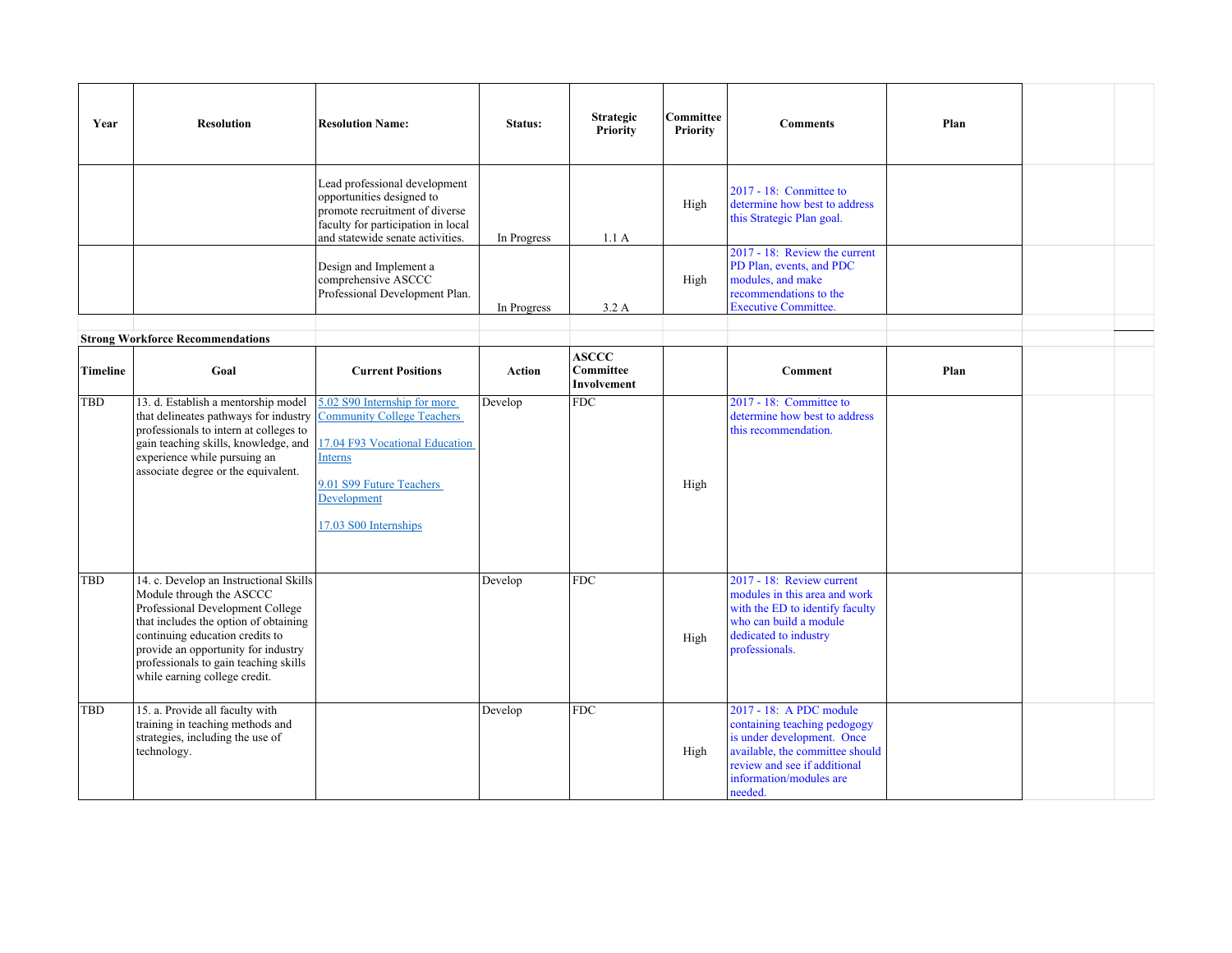| Year | Resolution | Resolution Name: | Status: | Strategic Priority | Committee Priority | Comments | Plan |
|---|---|---|---|---|---|---|---|
| | | Lead professional development opportunities designed to promote recruitment of diverse faculty for participation in local and statewide senate activities. | In Progress | 1.1 A | High | 2017 - 18: Committee to determine how best to address this Strategic Plan goal. | |
| | | Design and Implement a comprehensive ASCCC Professional Development Plan. | In Progress | 3.2 A | High | 2017 - 18: Review the current PD Plan, events, and PDC modules, and make recommendations to the Executive Committee. | |

**Strong Workforce Recommendations**

| Timeline | Goal | Current Positions | Action | ASCCC Committee Involvement | | Comment | Plan |
|---|---|---|---|---|---|---|---|
| TBD | 13. d. Establish a mentorship model that delineates pathways for industry professionals to intern at colleges to gain teaching skills, knowledge, and experience while pursuing an associate degree or the equivalent. | 5.02 S90 Internship for more Community College Teachers<br><br>17.04 F93 Vocational Education Interns<br><br>9.01 S99 Future Teachers Development<br><br>17.03 S00 Internships | Develop | FDC | High | 2017 - 18: Committee to determine how best to address this recommendation. | |
| TBD | 14. c. Develop an Instructional Skills Module through the ASCCC Professional Development College that includes the option of obtaining continuing education credits to provide an opportunity for industry professionals to gain teaching skills while earning college credit. | | Develop | FDC | High | 2017 - 18: Review current modules in this area and work with the ED to identify faculty who can build a module dedicated to industry professionals. | |
| TBD | 15. a. Provide all faculty with training in teaching methods and strategies, including the use of technology. | | Develop | FDC | High | 2017 - 18: A PDC module containing teaching pedogogy is under development. Once available, the committee should review and see if additional information/modules are needed. | |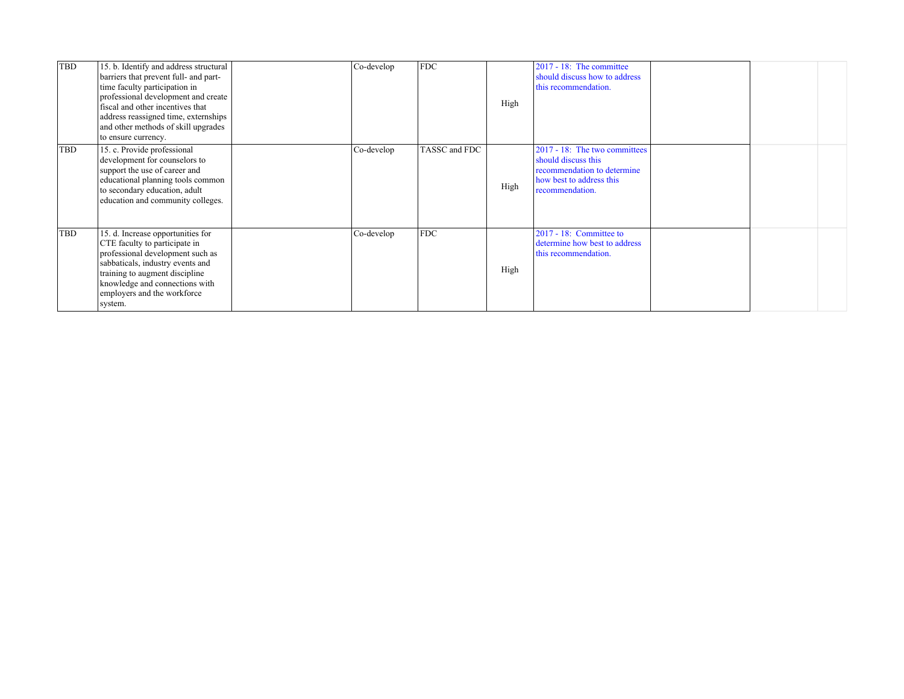| | | | | | | | | | |
|---|---|---|---|---|---|---|---|---|---|
| TBD | 15. b. Identify and address structural barriers that prevent full- and part-time faculty participation in professional development and create fiscal and other incentives that address reassigned time, externships and other methods of skill upgrades to ensure currency. | | Co-develop | FDC | High | 2017 - 18: The committee should discuss how to address this recommendation. | | | |
| TBD | 15. c. Provide professional development for counselors to support the use of career and educational planning tools common to secondary education, adult education and community colleges. | | Co-develop | TASSC and FDC | High | 2017 - 18: The two committees should discuss this recommendation to determine how best to address this recommendation. | | | |
| TBD | 15. d. Increase opportunities for CTE faculty to participate in professional development such as sabbaticals, industry events and training to augment discipline knowledge and connections with employers and the workforce system. | | Co-develop | FDC | High | 2017 - 18: Committee to determine how best to address this recommendation. | | | |